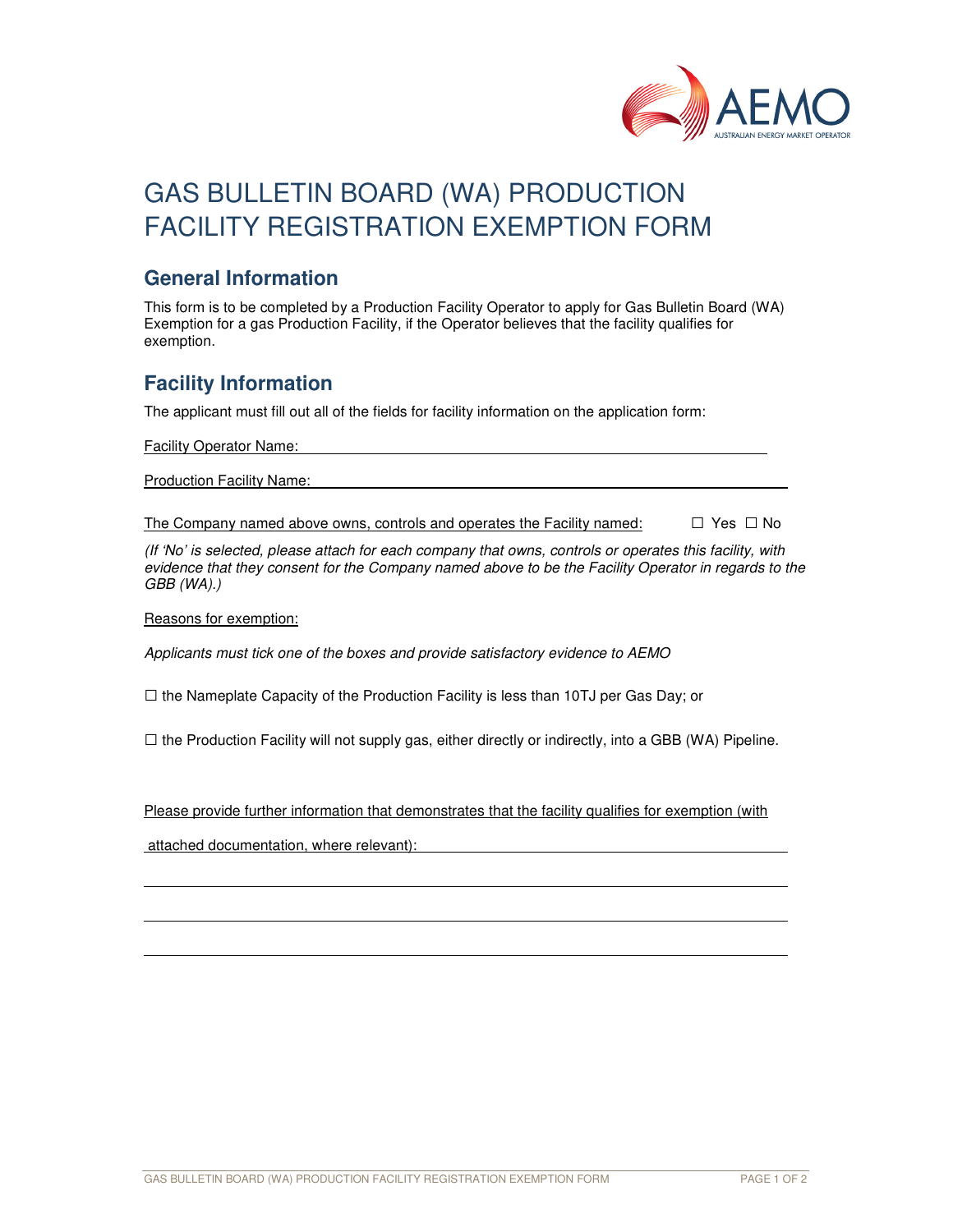# GAS BULLETIN BOARD (WA) PRODUCTION FACILITY REGISTRATION EXEMPTION FORM

## General Information

This form is to be completed by a Production Facility Operator to apply for Gas Bulletin Board (WA) Exemption for a gas Production Facility, if the Operator believes that the facility qualifies for exemption.

## Facility Information

The applicant must fill out all of the fields for facility information on the application form:

Facility Operator Name: ____________________________________________

Production Facility Name: ____________________________________________

The Company named above owns, controls and operates the Facility named: ☐ Yes ☐ No

*(If 'No' is selected, please attach for each company that owns, controls or operates this facility, with evidence that they consent for the Company named above to be the Facility Operator in regards to the GBB (WA).)*

Reasons for exemption:

*Applicants must tick one of the boxes and provide satisfactory evidence to AEMO*

☐ the Nameplate Capacity of the Production Facility is less than 10TJ per Gas Day; or

☐ the Production Facility will not supply gas, either directly or indirectly, into a GBB (WA) Pipeline.

Please provide further information that demonstrates that the facility qualifies for exemption (with attached documentation, where relevant): ____________________________________________

____________________________________________

____________________________________________

____________________________________________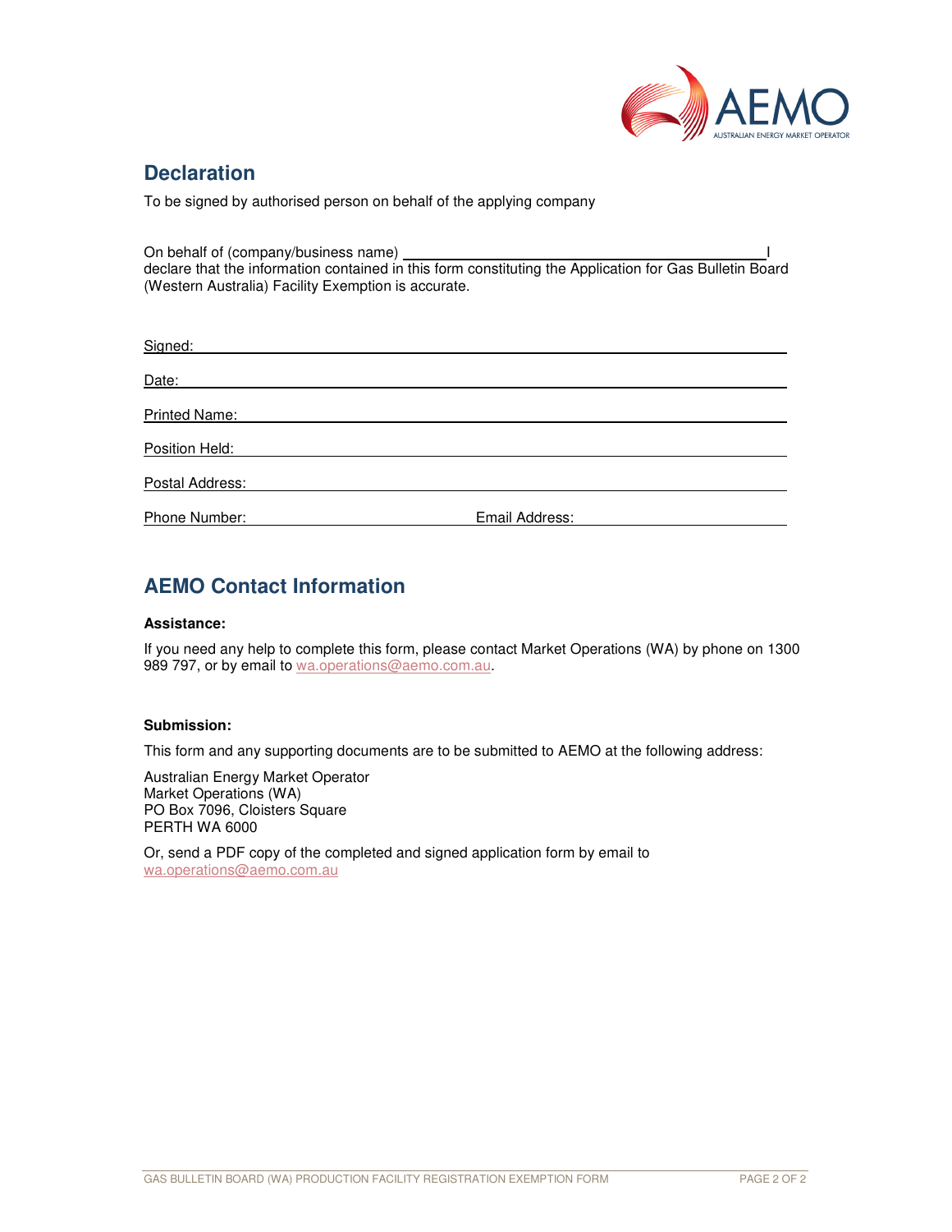## Declaration

To be signed by authorised person on behalf of the applying company

On behalf of (company/business name) ______________________________ I declare that the information contained in this form constituting the Application for Gas Bulletin Board (Western Australia) Facility Exemption is accurate.

Signed: ______________________________

Date: ______________________________

Printed Name: ______________________________

Position Held: ______________________________

Postal Address: ______________________________

Phone Number: ______________________________ Email Address: ______________________________

## AEMO Contact Information

**Assistance:**

If you need any help to complete this form, please contact Market Operations (WA) by phone on 1300 989 797, or by email to wa.operations@aemo.com.au.

**Submission:**

This form and any supporting documents are to be submitted to AEMO at the following address:

Australian Energy Market Operator
Market Operations (WA)
PO Box 7096, Cloisters Square
PERTH WA 6000

Or, send a PDF copy of the completed and signed application form by email to wa.operations@aemo.com.au